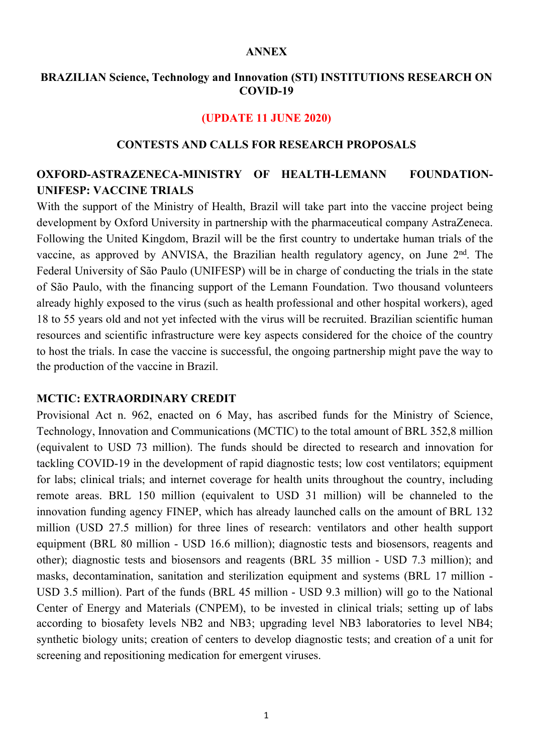# ANNEX

## BRAZILIAN Science, Technology and Innovation (STI) INSTITUTIONS RESEARCH ON COVID-19

**(UPDATE 11 JUNE 2020)**

## CONTESTS AND CALLS FOR RESEARCH PROPOSALS

### OXFORD-ASTRAZENECA-MINISTRY OF HEALTH-LEMANN FOUNDATION-UNIFESP: VACCINE TRIALS

With the support of the Ministry of Health, Brazil will take part into the vaccine project being development by Oxford University in partnership with the pharmaceutical company AstraZeneca. Following the United Kingdom, Brazil will be the first country to undertake human trials of the vaccine, as approved by ANVISA, the Brazilian health regulatory agency, on June 2nd. The Federal University of São Paulo (UNIFESP) will be in charge of conducting the trials in the state of São Paulo, with the financing support of the Lemann Foundation. Two thousand volunteers already highly exposed to the virus (such as health professional and other hospital workers), aged 18 to 55 years old and not yet infected with the virus will be recruited. Brazilian scientific human resources and scientific infrastructure were key aspects considered for the choice of the country to host the trials. In case the vaccine is successful, the ongoing partnership might pave the way to the production of the vaccine in Brazil.

### MCTIC: EXTRAORDINARY CREDIT

Provisional Act n. 962, enacted on 6 May, has ascribed funds for the Ministry of Science, Technology, Innovation and Communications (MCTIC) to the total amount of BRL 352,8 million (equivalent to USD 73 million). The funds should be directed to research and innovation for tackling COVID-19 in the development of rapid diagnostic tests; low cost ventilators; equipment for labs; clinical trials; and internet coverage for health units throughout the country, including remote areas. BRL 150 million (equivalent to USD 31 million) will be channeled to the innovation funding agency FINEP, which has already launched calls on the amount of BRL 132 million (USD 27.5 million) for three lines of research: ventilators and other health support equipment (BRL 80 million - USD 16.6 million); diagnostic tests and biosensors, reagents and other); diagnostic tests and biosensors and reagents (BRL 35 million - USD 7.3 million); and masks, decontamination, sanitation and sterilization equipment and systems (BRL 17 million - USD 3.5 million). Part of the funds (BRL 45 million - USD 9.3 million) will go to the National Center of Energy and Materials (CNPEM), to be invested in clinical trials; setting up of labs according to biosafety levels NB2 and NB3; upgrading level NB3 laboratories to level NB4; synthetic biology units; creation of centers to develop diagnostic tests; and creation of a unit for screening and repositioning medication for emergent viruses.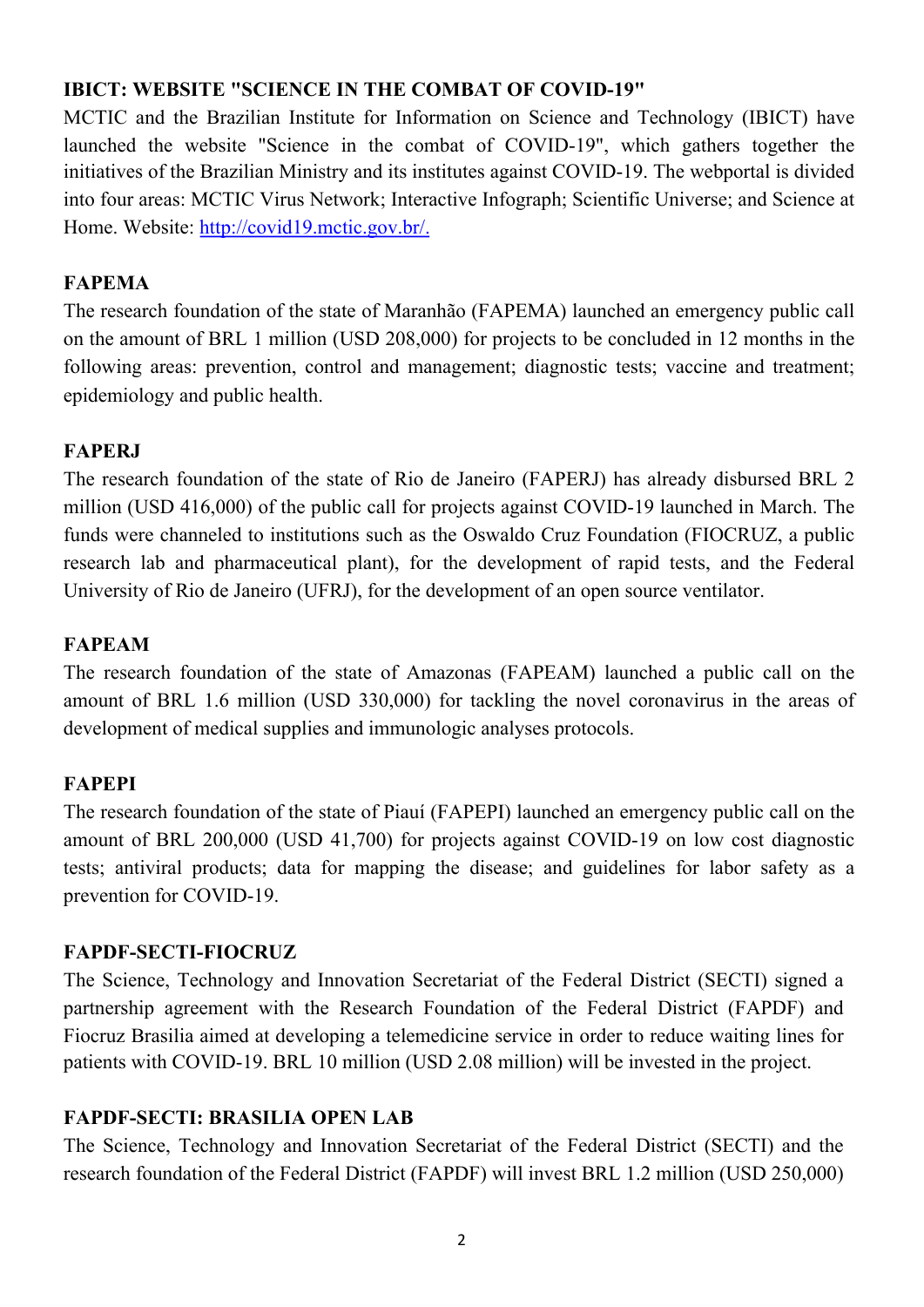**IBICT: WEBSITE "SCIENCE IN THE COMBAT OF COVID-19"**

MCTIC and the Brazilian Institute for Information on Science and Technology (IBICT) have launched the website "Science in the combat of COVID-19", which gathers together the initiatives of the Brazilian Ministry and its institutes against COVID-19. The webportal is divided into four areas: MCTIC Virus Network; Interactive Infograph; Scientific Universe; and Science at Home. Website: [http://covid19.mctic.gov.br/.](http://covid19.mctic.gov.br/)

**FAPEMA**

The research foundation of the state of Maranhão (FAPEMA) launched an emergency public call on the amount of BRL 1 million (USD 208,000) for projects to be concluded in 12 months in the following areas: prevention, control and management; diagnostic tests; vaccine and treatment; epidemiology and public health.

**FAPERJ**

The research foundation of the state of Rio de Janeiro (FAPERJ) has already disbursed BRL 2 million (USD 416,000) of the public call for projects against COVID-19 launched in March. The funds were channeled to institutions such as the Oswaldo Cruz Foundation (FIOCRUZ, a public research lab and pharmaceutical plant), for the development of rapid tests, and the Federal University of Rio de Janeiro (UFRJ), for the development of an open source ventilator.

**FAPEAM**

The research foundation of the state of Amazonas (FAPEAM) launched a public call on the amount of BRL 1.6 million (USD 330,000) for tackling the novel coronavirus in the areas of development of medical supplies and immunologic analyses protocols.

**FAPEPI**

The research foundation of the state of Piauí (FAPEPI) launched an emergency public call on the amount of BRL 200,000 (USD 41,700) for projects against COVID-19 on low cost diagnostic tests; antiviral products; data for mapping the disease; and guidelines for labor safety as a prevention for COVID-19.

**FAPDF-SECTI-FIOCRUZ**

The Science, Technology and Innovation Secretariat of the Federal District (SECTI) signed a partnership agreement with the Research Foundation of the Federal District (FAPDF) and Fiocruz Brasilia aimed at developing a telemedicine service in order to reduce waiting lines for patients with COVID-19. BRL 10 million (USD 2.08 million) will be invested in the project.

**FAPDF-SECTI: BRASILIA OPEN LAB**

The Science, Technology and Innovation Secretariat of the Federal District (SECTI) and the research foundation of the Federal District (FAPDF) will invest BRL 1.2 million (USD 250,000)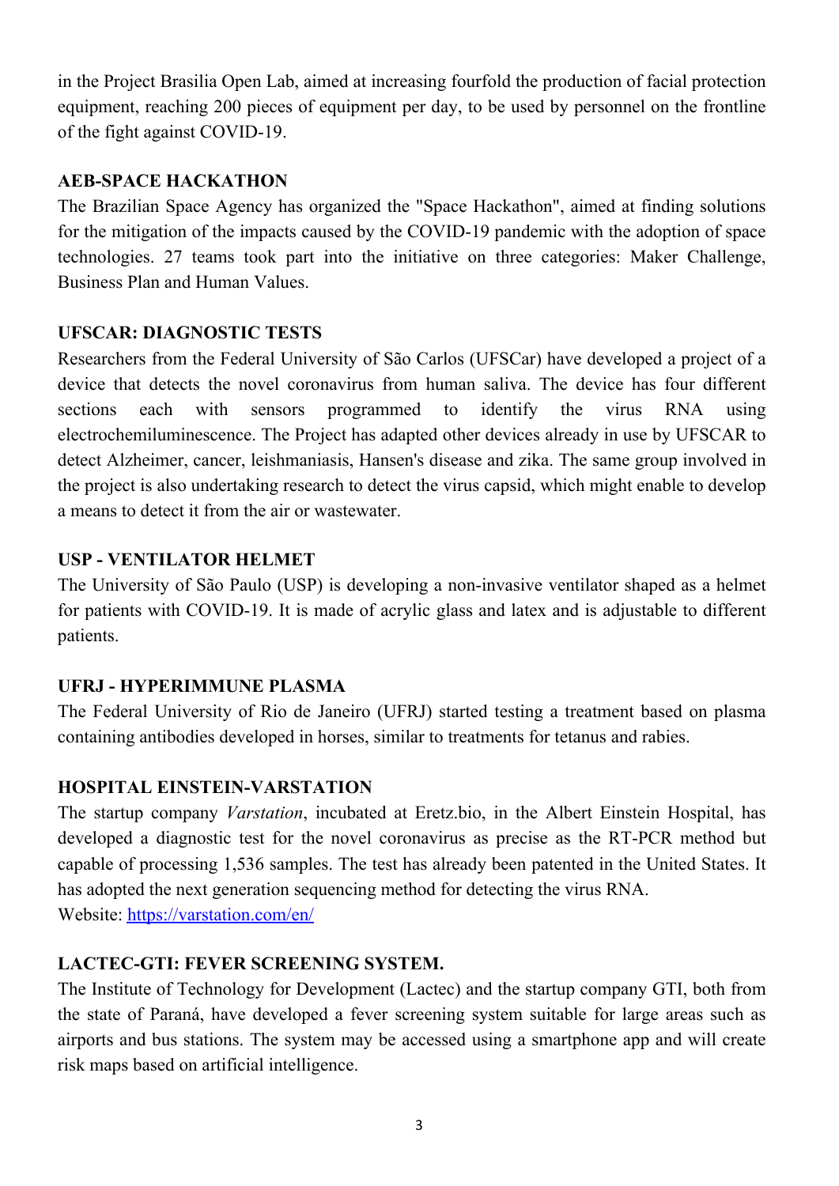in the Project Brasilia Open Lab, aimed at increasing fourfold the production of facial protection equipment, reaching 200 pieces of equipment per day, to be used by personnel on the frontline of the fight against COVID-19.

**AEB-SPACE HACKATHON**

The Brazilian Space Agency has organized the "Space Hackathon", aimed at finding solutions for the mitigation of the impacts caused by the COVID-19 pandemic with the adoption of space technologies. 27 teams took part into the initiative on three categories: Maker Challenge, Business Plan and Human Values.

**UFSCAR: DIAGNOSTIC TESTS**

Researchers from the Federal University of São Carlos (UFSCar) have developed a project of a device that detects the novel coronavirus from human saliva. The device has four different sections each with sensors programmed to identify the virus RNA using electrochemiluminescence. The Project has adapted other devices already in use by UFSCAR to detect Alzheimer, cancer, leishmaniasis, Hansen's disease and zika. The same group involved in the project is also undertaking research to detect the virus capsid, which might enable to develop a means to detect it from the air or wastewater.

**USP - VENTILATOR HELMET**

The University of São Paulo (USP) is developing a non-invasive ventilator shaped as a helmet for patients with COVID-19. It is made of acrylic glass and latex and is adjustable to different patients.

**UFRJ - HYPERIMMUNE PLASMA**

The Federal University of Rio de Janeiro (UFRJ) started testing a treatment based on plasma containing antibodies developed in horses, similar to treatments for tetanus and rabies.

**HOSPITAL EINSTEIN-VARSTATION**

The startup company *Varstation*, incubated at Eretz.bio, in the Albert Einstein Hospital, has developed a diagnostic test for the novel coronavirus as precise as the RT-PCR method but capable of processing 1,536 samples. The test has already been patented in the United States. It has adopted the next generation sequencing method for detecting the virus RNA.
Website: [https://varstation.com/en/](https://varstation.com/en/)

**LACTEC-GTI: FEVER SCREENING SYSTEM.**

The Institute of Technology for Development (Lactec) and the startup company GTI, both from the state of Paraná, have developed a fever screening system suitable for large areas such as airports and bus stations. The system may be accessed using a smartphone app and will create risk maps based on artificial intelligence.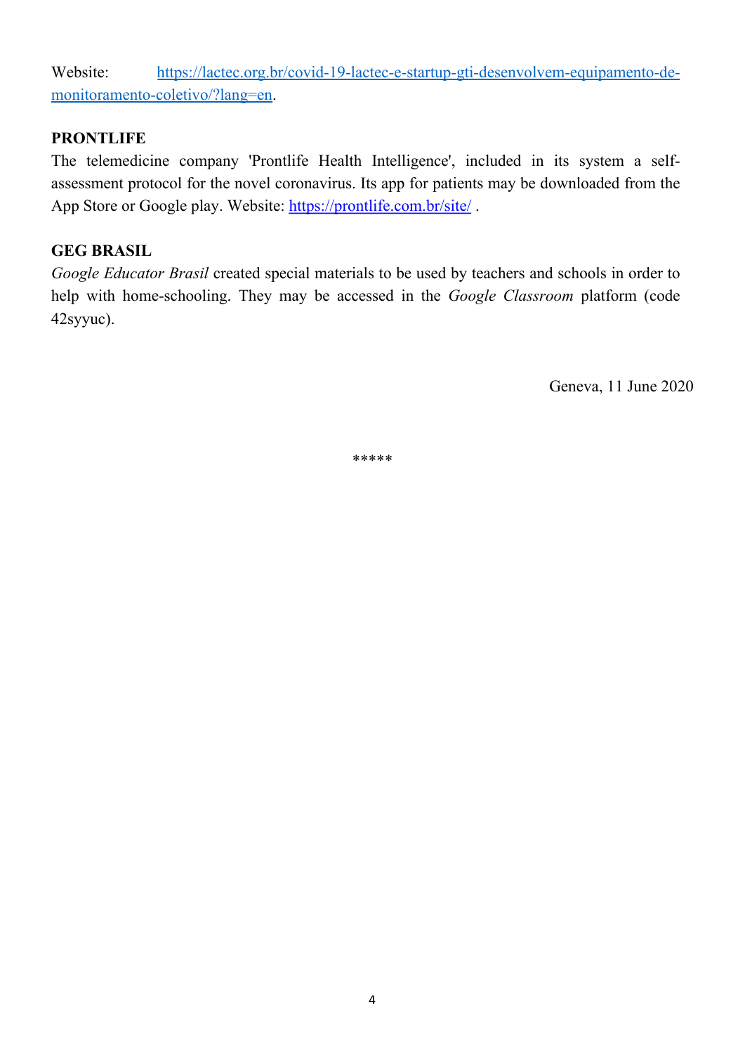Website: https://lactec.org.br/covid-19-lactec-e-startup-gti-desenvolvem-equipamento-de-monitoramento-coletivo/?lang=en.

**PRONTLIFE**

The telemedicine company 'Prontlife Health Intelligence', included in its system a self-assessment protocol for the novel coronavirus. Its app for patients may be downloaded from the App Store or Google play. Website: https://prontlife.com.br/site/ .

**GEG BRASIL**

*Google Educator Brasil* created special materials to be used by teachers and schools in order to help with home-schooling. They may be accessed in the *Google Classroom* platform (code 42syyuc).

Geneva, 11 June 2020

*****